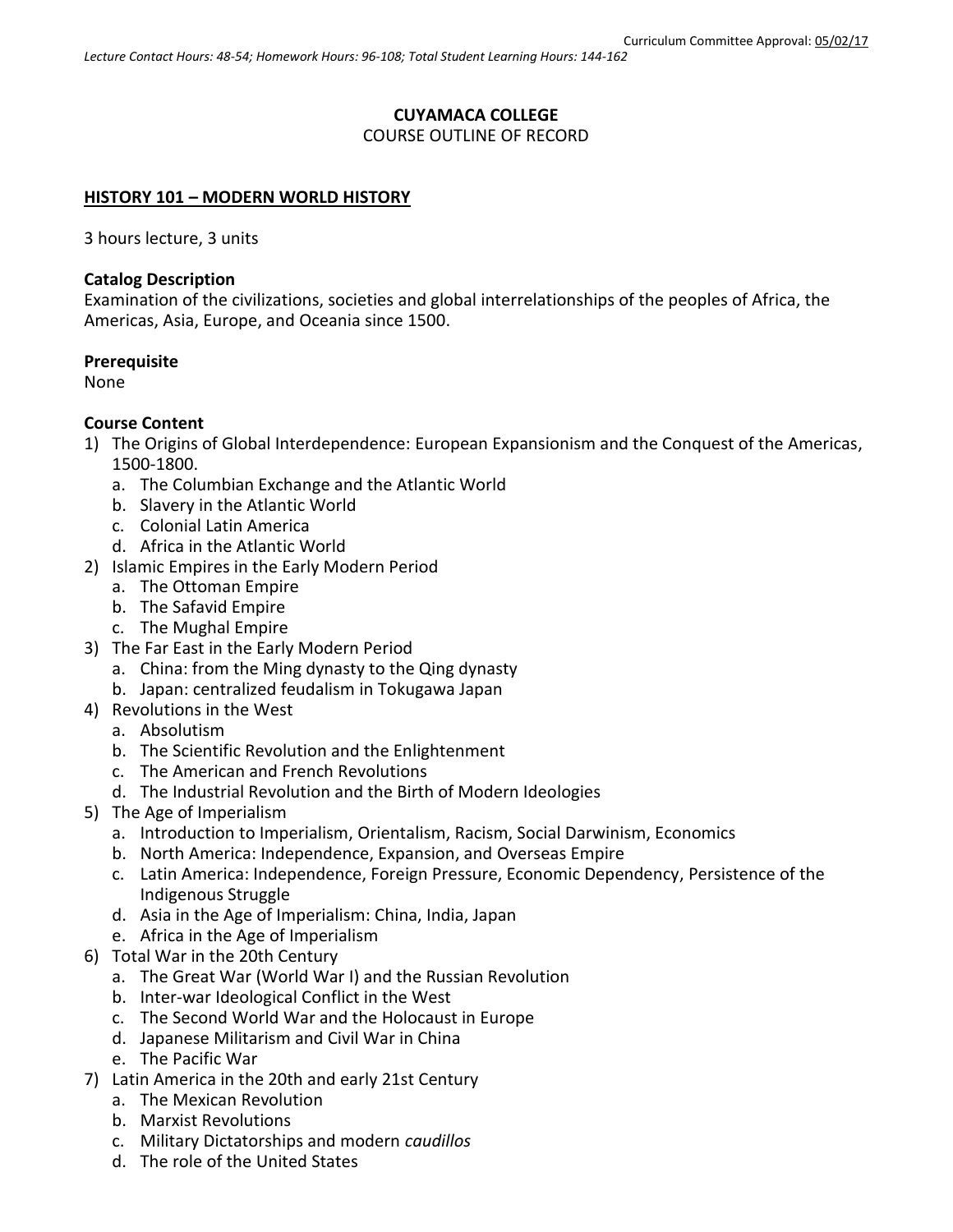Curriculum Committee Approval: 05/02/17

*Lecture Contact Hours: 48-54; Homework Hours: 96-108; Total Student Learning Hours: 144-162*

**CUYAMACA COLLEGE**
COURSE OUTLINE OF RECORD

**HISTORY 101 – MODERN WORLD HISTORY**

3 hours lecture, 3 units

**Catalog Description**
Examination of the civilizations, societies and global interrelationships of the peoples of Africa, the Americas, Asia, Europe, and Oceania since 1500.

**Prerequisite**
None

**Course Content**

1) The Origins of Global Interdependence: European Expansionism and the Conquest of the Americas, 1500-1800.
   a. The Columbian Exchange and the Atlantic World
   b. Slavery in the Atlantic World
   c. Colonial Latin America
   d. Africa in the Atlantic World
2) Islamic Empires in the Early Modern Period
   a. The Ottoman Empire
   b. The Safavid Empire
   c. The Mughal Empire
3) The Far East in the Early Modern Period
   a. China: from the Ming dynasty to the Qing dynasty
   b. Japan: centralized feudalism in Tokugawa Japan
4) Revolutions in the West
   a. Absolutism
   b. The Scientific Revolution and the Enlightenment
   c. The American and French Revolutions
   d. The Industrial Revolution and the Birth of Modern Ideologies
5) The Age of Imperialism
   a. Introduction to Imperialism, Orientalism, Racism, Social Darwinism, Economics
   b. North America: Independence, Expansion, and Overseas Empire
   c. Latin America: Independence, Foreign Pressure, Economic Dependency, Persistence of the Indigenous Struggle
   d. Asia in the Age of Imperialism: China, India, Japan
   e. Africa in the Age of Imperialism
6) Total War in the 20th Century
   a. The Great War (World War I) and the Russian Revolution
   b. Inter-war Ideological Conflict in the West
   c. The Second World War and the Holocaust in Europe
   d. Japanese Militarism and Civil War in China
   e. The Pacific War
7) Latin America in the 20th and early 21st Century
   a. The Mexican Revolution
   b. Marxist Revolutions
   c. Military Dictatorships and modern *caudillos*
   d. The role of the United States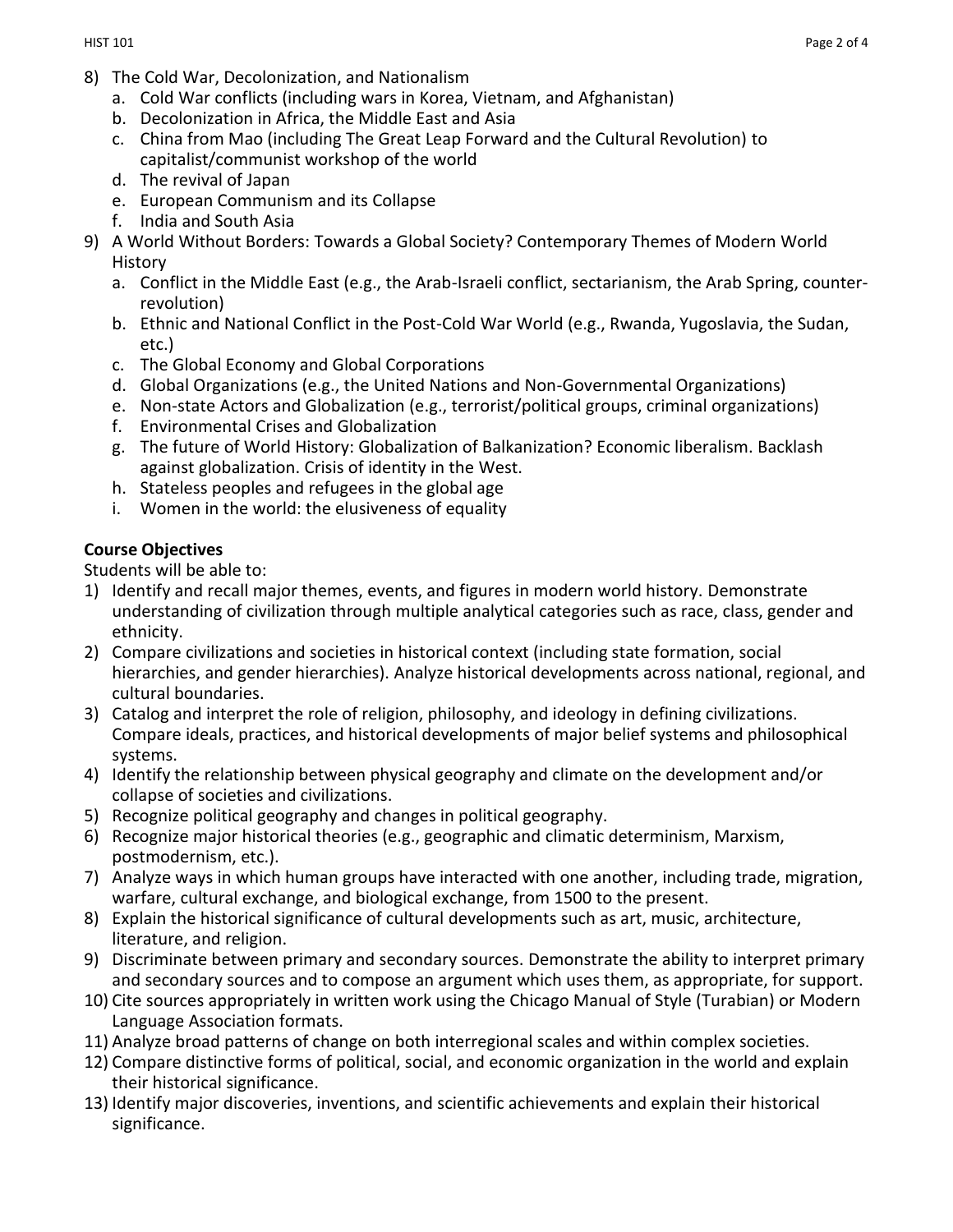8) The Cold War, Decolonization, and Nationalism
    a. Cold War conflicts (including wars in Korea, Vietnam, and Afghanistan)
    b. Decolonization in Africa, the Middle East and Asia
    c. China from Mao (including The Great Leap Forward and the Cultural Revolution) to capitalist/communist workshop of the world
    d. The revival of Japan
    e. European Communism and its Collapse
    f. India and South Asia
9) A World Without Borders: Towards a Global Society? Contemporary Themes of Modern World History
    a. Conflict in the Middle East (e.g., the Arab-Israeli conflict, sectarianism, the Arab Spring, counter-revolution)
    b. Ethnic and National Conflict in the Post-Cold War World (e.g., Rwanda, Yugoslavia, the Sudan, etc.)
    c. The Global Economy and Global Corporations
    d. Global Organizations (e.g., the United Nations and Non-Governmental Organizations)
    e. Non-state Actors and Globalization (e.g., terrorist/political groups, criminal organizations)
    f. Environmental Crises and Globalization
    g. The future of World History: Globalization of Balkanization? Economic liberalism. Backlash against globalization. Crisis of identity in the West.
    h. Stateless peoples and refugees in the global age
    i. Women in the world: the elusiveness of equality

**Course Objectives**

Students will be able to:

1) Identify and recall major themes, events, and figures in modern world history. Demonstrate understanding of civilization through multiple analytical categories such as race, class, gender and ethnicity.
2) Compare civilizations and societies in historical context (including state formation, social hierarchies, and gender hierarchies). Analyze historical developments across national, regional, and cultural boundaries.
3) Catalog and interpret the role of religion, philosophy, and ideology in defining civilizations. Compare ideals, practices, and historical developments of major belief systems and philosophical systems.
4) Identify the relationship between physical geography and climate on the development and/or collapse of societies and civilizations.
5) Recognize political geography and changes in political geography.
6) Recognize major historical theories (e.g., geographic and climatic determinism, Marxism, postmodernism, etc.).
7) Analyze ways in which human groups have interacted with one another, including trade, migration, warfare, cultural exchange, and biological exchange, from 1500 to the present.
8) Explain the historical significance of cultural developments such as art, music, architecture, literature, and religion.
9) Discriminate between primary and secondary sources. Demonstrate the ability to interpret primary and secondary sources and to compose an argument which uses them, as appropriate, for support.
10) Cite sources appropriately in written work using the Chicago Manual of Style (Turabian) or Modern Language Association formats.
11) Analyze broad patterns of change on both interregional scales and within complex societies.
12) Compare distinctive forms of political, social, and economic organization in the world and explain their historical significance.
13) Identify major discoveries, inventions, and scientific achievements and explain their historical significance.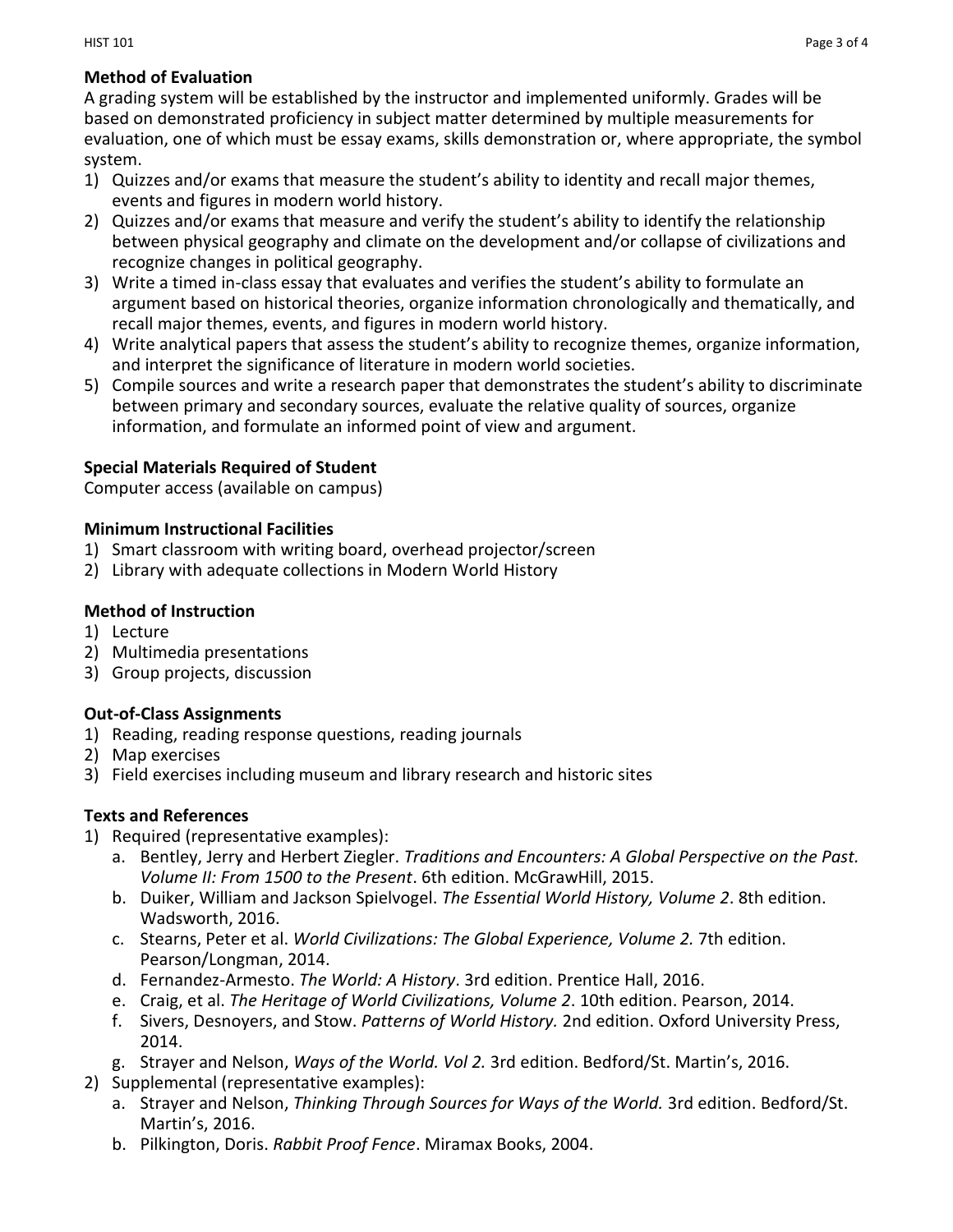**Method of Evaluation**

A grading system will be established by the instructor and implemented uniformly. Grades will be based on demonstrated proficiency in subject matter determined by multiple measurements for evaluation, one of which must be essay exams, skills demonstration or, where appropriate, the symbol system.

1) Quizzes and/or exams that measure the student's ability to identity and recall major themes, events and figures in modern world history.
2) Quizzes and/or exams that measure and verify the student's ability to identify the relationship between physical geography and climate on the development and/or collapse of civilizations and recognize changes in political geography.
3) Write a timed in-class essay that evaluates and verifies the student's ability to formulate an argument based on historical theories, organize information chronologically and thematically, and recall major themes, events, and figures in modern world history.
4) Write analytical papers that assess the student's ability to recognize themes, organize information, and interpret the significance of literature in modern world societies.
5) Compile sources and write a research paper that demonstrates the student's ability to discriminate between primary and secondary sources, evaluate the relative quality of sources, organize information, and formulate an informed point of view and argument.

**Special Materials Required of Student**

Computer access (available on campus)

**Minimum Instructional Facilities**

1) Smart classroom with writing board, overhead projector/screen
2) Library with adequate collections in Modern World History

**Method of Instruction**

1) Lecture
2) Multimedia presentations
3) Group projects, discussion

**Out-of-Class Assignments**

1) Reading, reading response questions, reading journals
2) Map exercises
3) Field exercises including museum and library research and historic sites

**Texts and References**

1) Required (representative examples):
   a. Bentley, Jerry and Herbert Ziegler. *Traditions and Encounters: A Global Perspective on the Past. Volume II: From 1500 to the Present*. 6th edition. McGrawHill, 2015.
   b. Duiker, William and Jackson Spielvogel. *The Essential World History, Volume 2*. 8th edition. Wadsworth, 2016.
   c. Stearns, Peter et al. *World Civilizations: The Global Experience, Volume 2.* 7th edition. Pearson/Longman, 2014.
   d. Fernandez-Armesto. *The World: A History*. 3rd edition. Prentice Hall, 2016.
   e. Craig, et al. *The Heritage of World Civilizations, Volume 2*. 10th edition. Pearson, 2014.
   f. Sivers, Desnoyers, and Stow. *Patterns of World History.* 2nd edition. Oxford University Press, 2014.
   g. Strayer and Nelson, *Ways of the World. Vol 2.* 3rd edition. Bedford/St. Martin's, 2016.
2) Supplemental (representative examples):
   a. Strayer and Nelson, *Thinking Through Sources for Ways of the World.* 3rd edition. Bedford/St. Martin's, 2016.
   b. Pilkington, Doris. *Rabbit Proof Fence*. Miramax Books, 2004.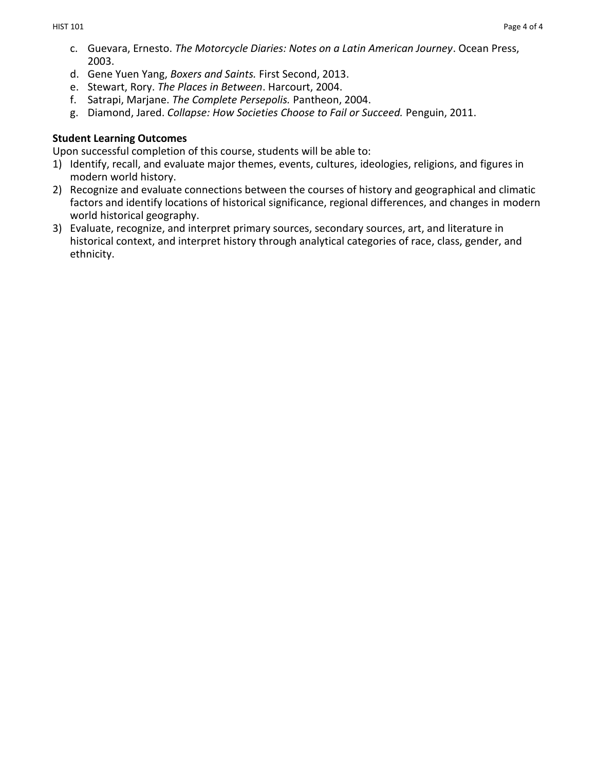c. Guevara, Ernesto. *The Motorcycle Diaries: Notes on a Latin American Journey*. Ocean Press, 2003.
d. Gene Yuen Yang, *Boxers and Saints.* First Second, 2013.
e. Stewart, Rory. *The Places in Between*. Harcourt, 2004.
f. Satrapi, Marjane. *The Complete Persepolis.* Pantheon, 2004.
g. Diamond, Jared. *Collapse: How Societies Choose to Fail or Succeed.* Penguin, 2011.

**Student Learning Outcomes**

Upon successful completion of this course, students will be able to:

1) Identify, recall, and evaluate major themes, events, cultures, ideologies, religions, and figures in modern world history.
2) Recognize and evaluate connections between the courses of history and geographical and climatic factors and identify locations of historical significance, regional differences, and changes in modern world historical geography.
3) Evaluate, recognize, and interpret primary sources, secondary sources, art, and literature in historical context, and interpret history through analytical categories of race, class, gender, and ethnicity.